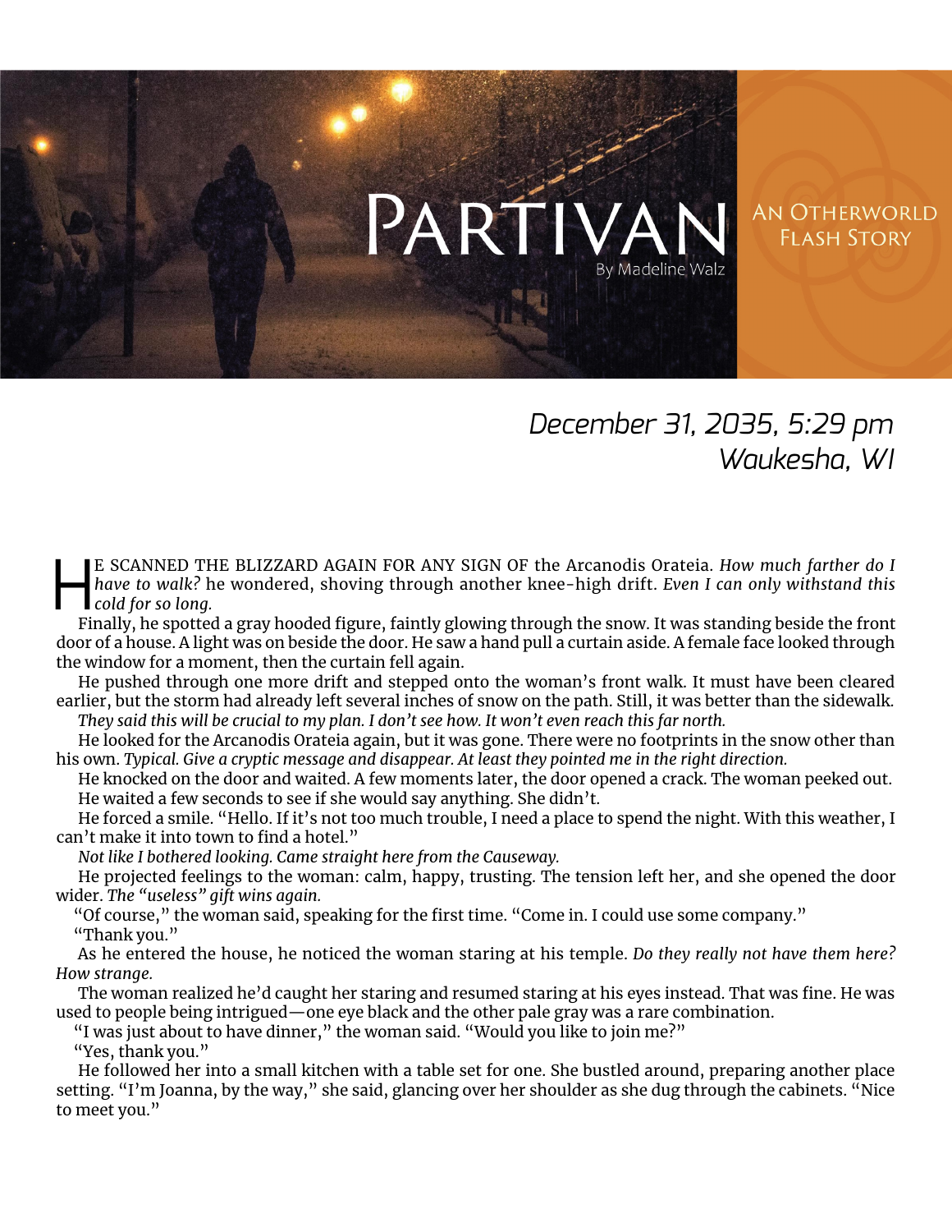# PARTIVAN

By Madeline Walz

AN OTHERWORLD FLASH STORY

*December 31, 2035, 5:29 pm*
*Waukesha, WI*

HE SCANNED THE BLIZZARD AGAIN FOR ANY SIGN OF the Arcanodis Orateia. *How much farther do I have to walk?* he wondered, shoving through another knee-high drift. *Even I can only withstand this cold for so long.*

Finally, he spotted a gray hooded figure, faintly glowing through the snow. It was standing beside the front door of a house. A light was on beside the door. He saw a hand pull a curtain aside. A female face looked through the window for a moment, then the curtain fell again.

He pushed through one more drift and stepped onto the woman's front walk. It must have been cleared earlier, but the storm had already left several inches of snow on the path. Still, it was better than the sidewalk.

*They said this will be crucial to my plan. I don't see how. It won't even reach this far north.*

He looked for the Arcanodis Orateia again, but it was gone. There were no footprints in the snow other than his own. *Typical. Give a cryptic message and disappear. At least they pointed me in the right direction.*

He knocked on the door and waited. A few moments later, the door opened a crack. The woman peeked out.

He waited a few seconds to see if she would say anything. She didn't.

He forced a smile. "Hello. If it's not too much trouble, I need a place to spend the night. With this weather, I can't make it into town to find a hotel."

*Not like I bothered looking. Came straight here from the Causeway.*

He projected feelings to the woman: calm, happy, trusting. The tension left her, and she opened the door wider. *The "useless" gift wins again.*

"Of course," the woman said, speaking for the first time. "Come in. I could use some company."

"Thank you."

As he entered the house, he noticed the woman staring at his temple. *Do they really not have them here? How strange.*

The woman realized he'd caught her staring and resumed staring at his eyes instead. That was fine. He was used to people being intrigued—one eye black and the other pale gray was a rare combination.

"I was just about to have dinner," the woman said. "Would you like to join me?"

"Yes, thank you."

He followed her into a small kitchen with a table set for one. She bustled around, preparing another place setting. "I'm Joanna, by the way," she said, glancing over her shoulder as she dug through the cabinets. "Nice to meet you."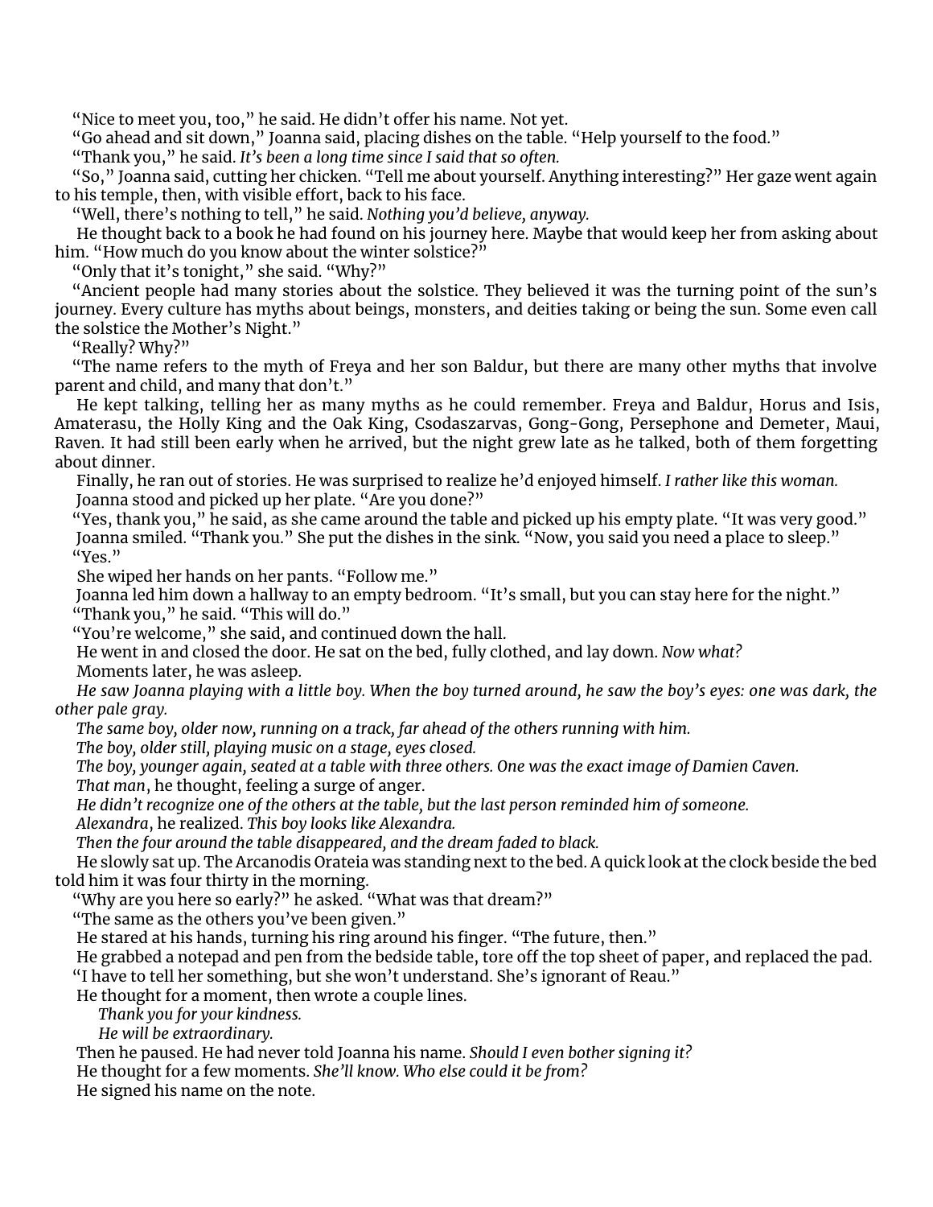"Nice to meet you, too," he said. He didn't offer his name. Not yet.

"Go ahead and sit down," Joanna said, placing dishes on the table. "Help yourself to the food."

"Thank you," he said. *It's been a long time since I said that so often.*

"So," Joanna said, cutting her chicken. "Tell me about yourself. Anything interesting?" Her gaze went again to his temple, then, with visible effort, back to his face.

"Well, there's nothing to tell," he said. *Nothing you'd believe, anyway.*

He thought back to a book he had found on his journey here. Maybe that would keep her from asking about him. "How much do you know about the winter solstice?"

"Only that it's tonight," she said. "Why?"

"Ancient people had many stories about the solstice. They believed it was the turning point of the sun's journey. Every culture has myths about beings, monsters, and deities taking or being the sun. Some even call the solstice the Mother's Night."

"Really? Why?"

"The name refers to the myth of Freya and her son Baldur, but there are many other myths that involve parent and child, and many that don't."

He kept talking, telling her as many myths as he could remember. Freya and Baldur, Horus and Isis, Amaterasu, the Holly King and the Oak King, Csodaszarvas, Gong-Gong, Persephone and Demeter, Maui, Raven. It had still been early when he arrived, but the night grew late as he talked, both of them forgetting about dinner.

Finally, he ran out of stories. He was surprised to realize he'd enjoyed himself. *I rather like this woman.*

Joanna stood and picked up her plate. "Are you done?"

"Yes, thank you," he said, as she came around the table and picked up his empty plate. "It was very good."

Joanna smiled. "Thank you." She put the dishes in the sink. "Now, you said you need a place to sleep."

"Yes."

She wiped her hands on her pants. "Follow me."

Joanna led him down a hallway to an empty bedroom. "It's small, but you can stay here for the night."

"Thank you," he said. "This will do."

"You're welcome," she said, and continued down the hall.

He went in and closed the door. He sat on the bed, fully clothed, and lay down. *Now what?*

Moments later, he was asleep.

*He saw Joanna playing with a little boy. When the boy turned around, he saw the boy's eyes: one was dark, the other pale gray.*

*The same boy, older now, running on a track, far ahead of the others running with him.*

*The boy, older still, playing music on a stage, eyes closed.*

*The boy, younger again, seated at a table with three others. One was the exact image of Damien Caven.*

*That man*, he thought, feeling a surge of anger.

*He didn't recognize one of the others at the table, but the last person reminded him of someone.*

*Alexandra*, he realized. *This boy looks like Alexandra.*

*Then the four around the table disappeared, and the dream faded to black.*

He slowly sat up. The Arcanodis Orateia was standing next to the bed. A quick look at the clock beside the bed told him it was four thirty in the morning.

"Why are you here so early?" he asked. "What was that dream?"

"The same as the others you've been given."

He stared at his hands, turning his ring around his finger. "The future, then."

He grabbed a notepad and pen from the bedside table, tore off the top sheet of paper, and replaced the pad. "I have to tell her something, but she won't understand. She's ignorant of Reau."

He thought for a moment, then wrote a couple lines.

> *Thank you for your kindness.*
>
> *He will be extraordinary.*

Then he paused. He had never told Joanna his name. *Should I even bother signing it?*

He thought for a few moments. *She'll know. Who else could it be from?*

He signed his name on the note.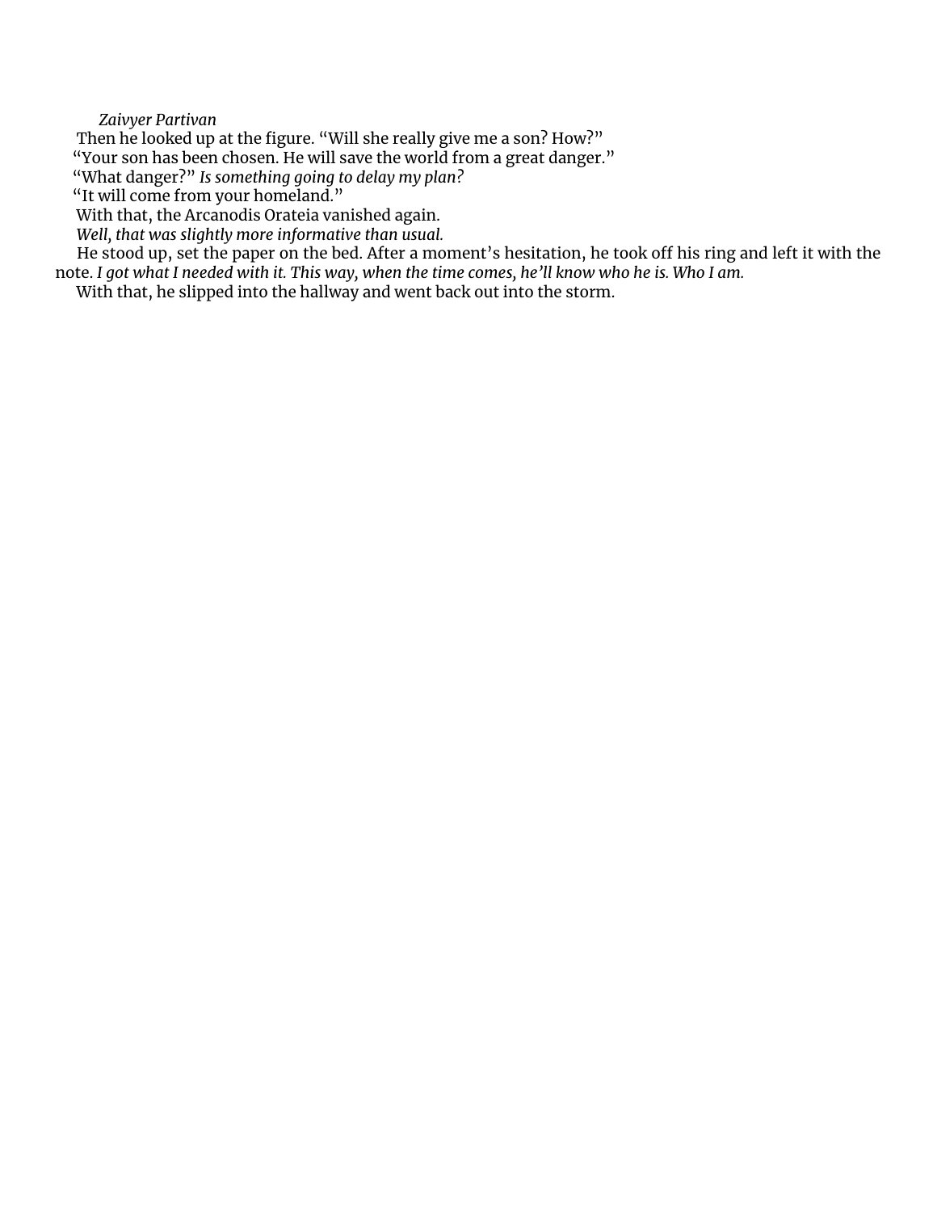*Zaivyer Partivan*

Then he looked up at the figure. "Will she really give me a son? How?"

"Your son has been chosen. He will save the world from a great danger."

"What danger?" *Is something going to delay my plan?*

"It will come from your homeland."

With that, the Arcanodis Orateia vanished again.

*Well, that was slightly more informative than usual.*

He stood up, set the paper on the bed. After a moment's hesitation, he took off his ring and left it with the note. *I got what I needed with it. This way, when the time comes, he'll know who he is. Who I am.*

With that, he slipped into the hallway and went back out into the storm.